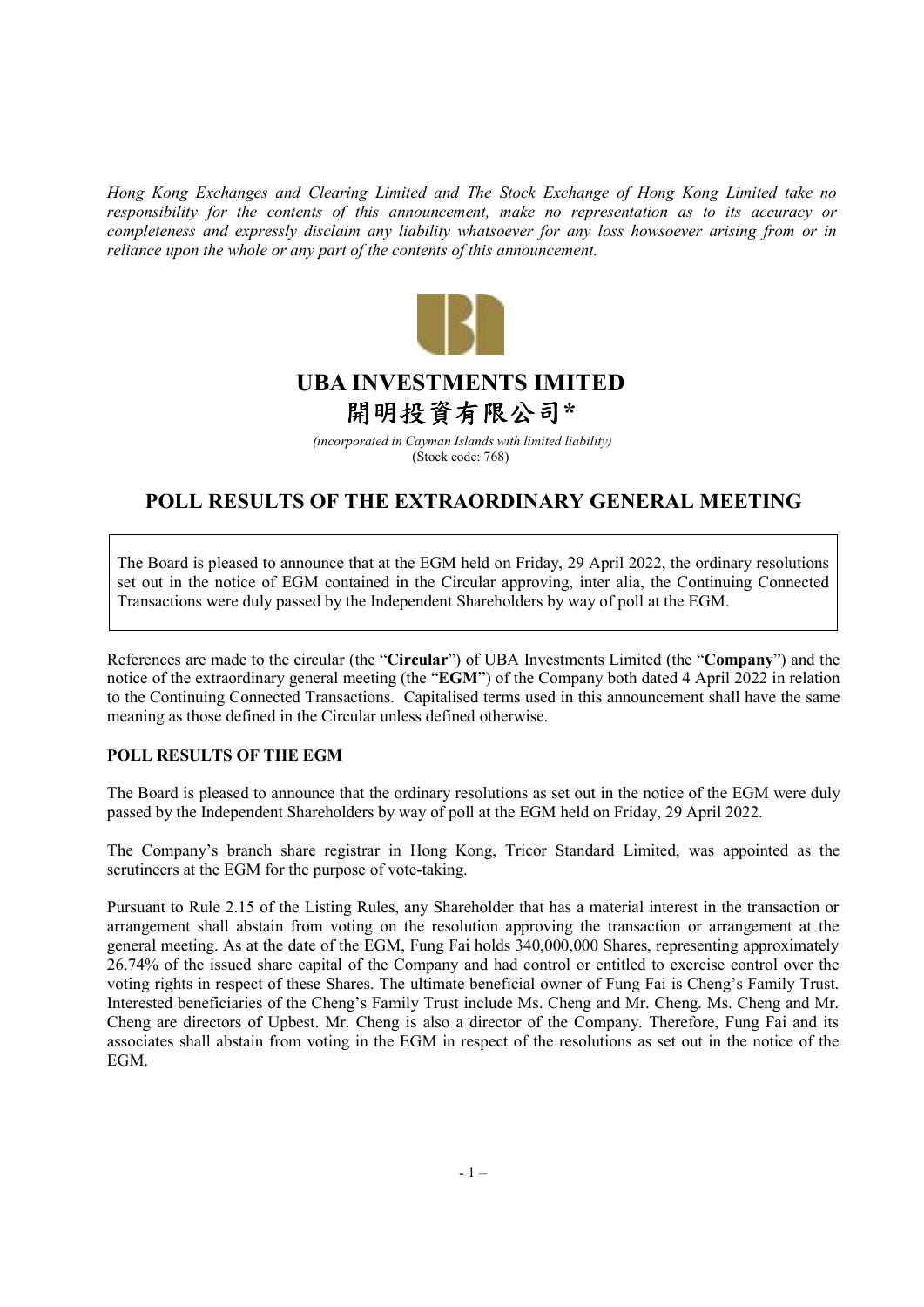*Hong Kong Exchanges and Clearing Limited and The Stock Exchange of Hong Kong Limited take no responsibility for the contents of this announcement, make no representation as to its accuracy or completeness and expressly disclaim any liability whatsoever for any loss howsoever arising from or in reliance upon the whole or any part of the contents of this announcement.*

# UBA INVESTMENTS IMITED
# 開明投資有限公司*

*(incorporated in Cayman Islands with limited liability)*
(Stock code: 768)

## POLL RESULTS OF THE EXTRAORDINARY GENERAL MEETING

The Board is pleased to announce that at the EGM held on Friday, 29 April 2022, the ordinary resolutions set out in the notice of EGM contained in the Circular approving, inter alia, the Continuing Connected Transactions were duly passed by the Independent Shareholders by way of poll at the EGM.

References are made to the circular (the "**Circular**") of UBA Investments Limited (the "**Company**") and the notice of the extraordinary general meeting (the "**EGM**") of the Company both dated 4 April 2022 in relation to the Continuing Connected Transactions. Capitalised terms used in this announcement shall have the same meaning as those defined in the Circular unless defined otherwise.

**POLL RESULTS OF THE EGM**

The Board is pleased to announce that the ordinary resolutions as set out in the notice of the EGM were duly passed by the Independent Shareholders by way of poll at the EGM held on Friday, 29 April 2022.

The Company's branch share registrar in Hong Kong, Tricor Standard Limited, was appointed as the scrutineers at the EGM for the purpose of vote-taking.

Pursuant to Rule 2.15 of the Listing Rules, any Shareholder that has a material interest in the transaction or arrangement shall abstain from voting on the resolution approving the transaction or arrangement at the general meeting. As at the date of the EGM, Fung Fai holds 340,000,000 Shares, representing approximately 26.74% of the issued share capital of the Company and had control or entitled to exercise control over the voting rights in respect of these Shares. The ultimate beneficial owner of Fung Fai is Cheng's Family Trust. Interested beneficiaries of the Cheng's Family Trust include Ms. Cheng and Mr. Cheng. Ms. Cheng and Mr. Cheng are directors of Upbest. Mr. Cheng is also a director of the Company. Therefore, Fung Fai and its associates shall abstain from voting in the EGM in respect of the resolutions as set out in the notice of the EGM.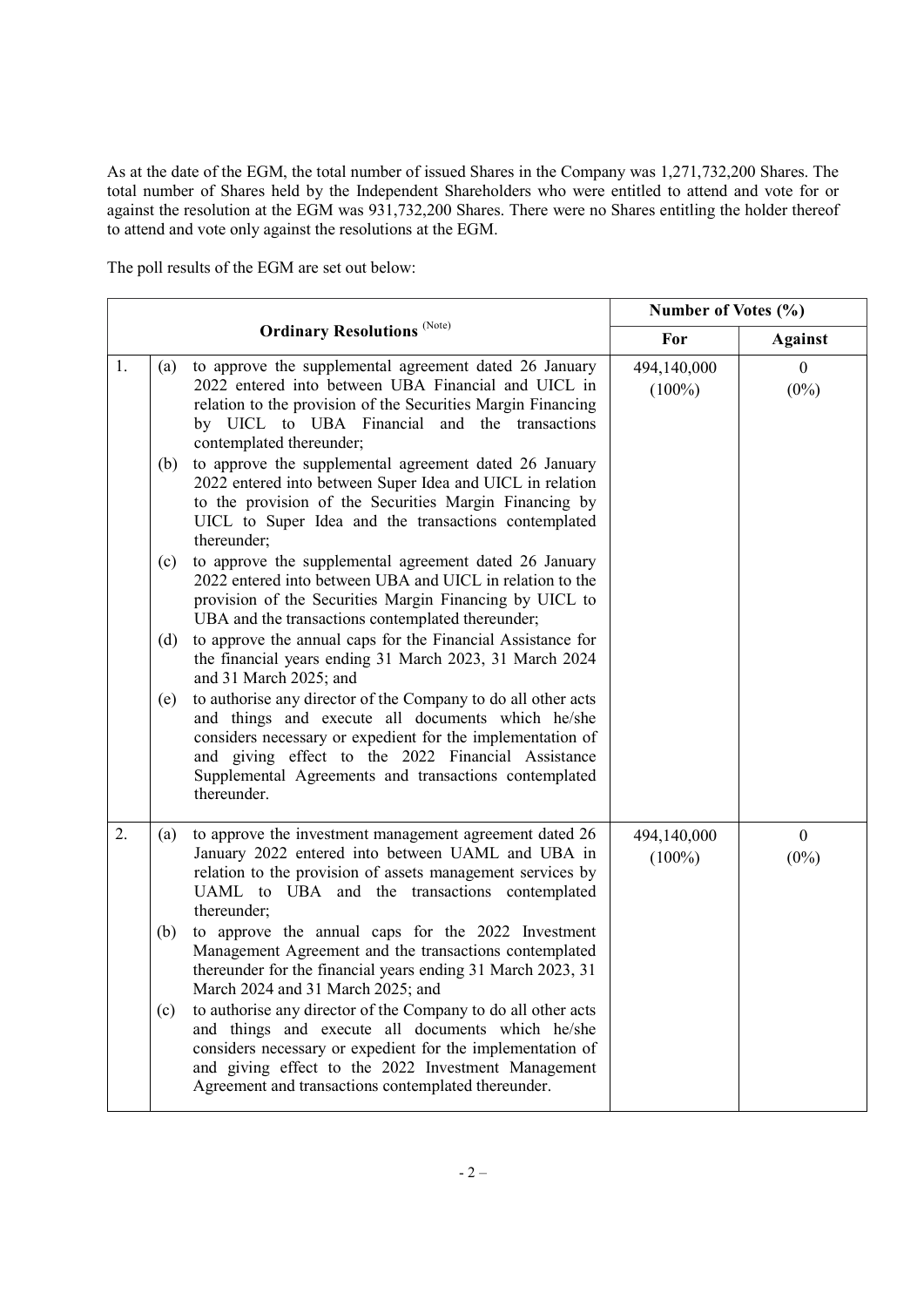As at the date of the EGM, the total number of issued Shares in the Company was 1,271,732,200 Shares. The total number of Shares held by the Independent Shareholders who were entitled to attend and vote for or against the resolution at the EGM was 931,732,200 Shares. There were no Shares entitling the holder thereof to attend and vote only against the resolutions at the EGM.

The poll results of the EGM are set out below:

| Ordinary Resolutions (Note) | Number of Votes (%) | |
|---|---|---|
| | **For** | **Against** |
| 1. (a) to approve the supplemental agreement dated 26 January 2022 entered into between UBA Financial and UICL in relation to the provision of the Securities Margin Financing by UICL to UBA Financial and the transactions contemplated thereunder;<br>(b) to approve the supplemental agreement dated 26 January 2022 entered into between Super Idea and UICL in relation to the provision of the Securities Margin Financing by UICL to Super Idea and the transactions contemplated thereunder;<br>(c) to approve the supplemental agreement dated 26 January 2022 entered into between UBA and UICL in relation to the provision of the Securities Margin Financing by UICL to UBA and the transactions contemplated thereunder;<br>(d) to approve the annual caps for the Financial Assistance for the financial years ending 31 March 2023, 31 March 2024 and 31 March 2025; and<br>(e) to authorise any director of the Company to do all other acts and things and execute all documents which he/she considers necessary or expedient for the implementation of and giving effect to the 2022 Financial Assistance Supplemental Agreements and transactions contemplated thereunder. | 494,140,000 (100%) | 0 (0%) |
| 2. (a) to approve the investment management agreement dated 26 January 2022 entered into between UAML and UBA in relation to the provision of assets management services by UAML to UBA and the transactions contemplated thereunder;<br>(b) to approve the annual caps for the 2022 Investment Management Agreement and the transactions contemplated thereunder for the financial years ending 31 March 2023, 31 March 2024 and 31 March 2025; and<br>(c) to authorise any director of the Company to do all other acts and things and execute all documents which he/she considers necessary or expedient for the implementation of and giving effect to the 2022 Investment Management Agreement and transactions contemplated thereunder. | 494,140,000 (100%) | 0 (0%) |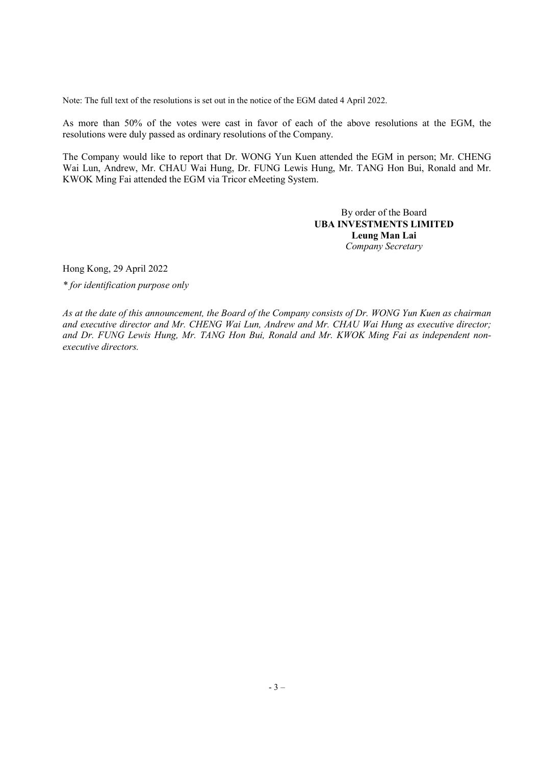Note: The full text of the resolutions is set out in the notice of the EGM dated 4 April 2022.

As more than 50% of the votes were cast in favor of each of the above resolutions at the EGM, the resolutions were duly passed as ordinary resolutions of the Company.

The Company would like to report that Dr. WONG Yun Kuen attended the EGM in person; Mr. CHENG Wai Lun, Andrew, Mr. CHAU Wai Hung, Dr. FUNG Lewis Hung, Mr. TANG Hon Bui, Ronald and Mr. KWOK Ming Fai attended the EGM via Tricor eMeeting System.

By order of the Board
**UBA INVESTMENTS LIMITED**
**Leung Man Lai**
*Company Secretary*

Hong Kong, 29 April 2022

*\* for identification purpose only*

*As at the date of this announcement, the Board of the Company consists of Dr. WONG Yun Kuen as chairman and executive director and Mr. CHENG Wai Lun, Andrew and Mr. CHAU Wai Hung as executive director; and Dr. FUNG Lewis Hung, Mr. TANG Hon Bui, Ronald and Mr. KWOK Ming Fai as independent non-executive directors.*